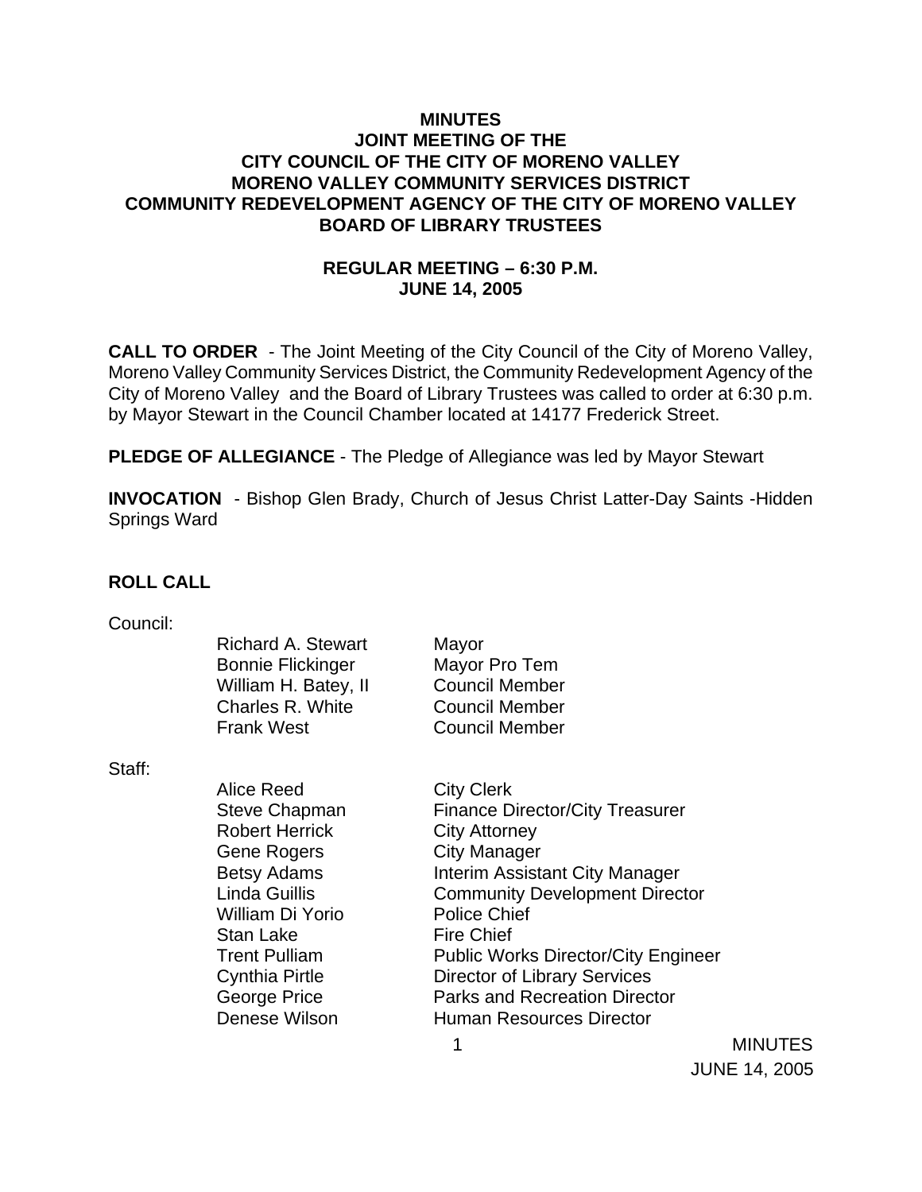**MINUTES**
**JOINT MEETING OF THE**
**CITY COUNCIL OF THE CITY OF MORENO VALLEY**
**MORENO VALLEY COMMUNITY SERVICES DISTRICT**
**COMMUNITY REDEVELOPMENT AGENCY OF THE CITY OF MORENO VALLEY**
**BOARD OF LIBRARY TRUSTEES**

**REGULAR MEETING – 6:30 P.M.**
**JUNE 14, 2005**

**CALL TO ORDER** - The Joint Meeting of the City Council of the City of Moreno Valley, Moreno Valley Community Services District, the Community Redevelopment Agency of the City of Moreno Valley and the Board of Library Trustees was called to order at 6:30 p.m. by Mayor Stewart in the Council Chamber located at 14177 Frederick Street.

**PLEDGE OF ALLEGIANCE** - The Pledge of Allegiance was led by Mayor Stewart

**INVOCATION** - Bishop Glen Brady, Church of Jesus Christ Latter-Day Saints -Hidden Springs Ward

**ROLL CALL**

Council:

| | |
|---|---|
| Richard A. Stewart | Mayor |
| Bonnie Flickinger | Mayor Pro Tem |
| William H. Batey, II | Council Member |
| Charles R. White | Council Member |
| Frank West | Council Member |

Staff:

| | |
|---|---|
| Alice Reed | City Clerk |
| Steve Chapman | Finance Director/City Treasurer |
| Robert Herrick | City Attorney |
| Gene Rogers | City Manager |
| Betsy Adams | Interim Assistant City Manager |
| Linda Guillis | Community Development Director |
| William Di Yorio | Police Chief |
| Stan Lake | Fire Chief |
| Trent Pulliam | Public Works Director/City Engineer |
| Cynthia Pirtle | Director of Library Services |
| George Price | Parks and Recreation Director |
| Denese Wilson | Human Resources Director |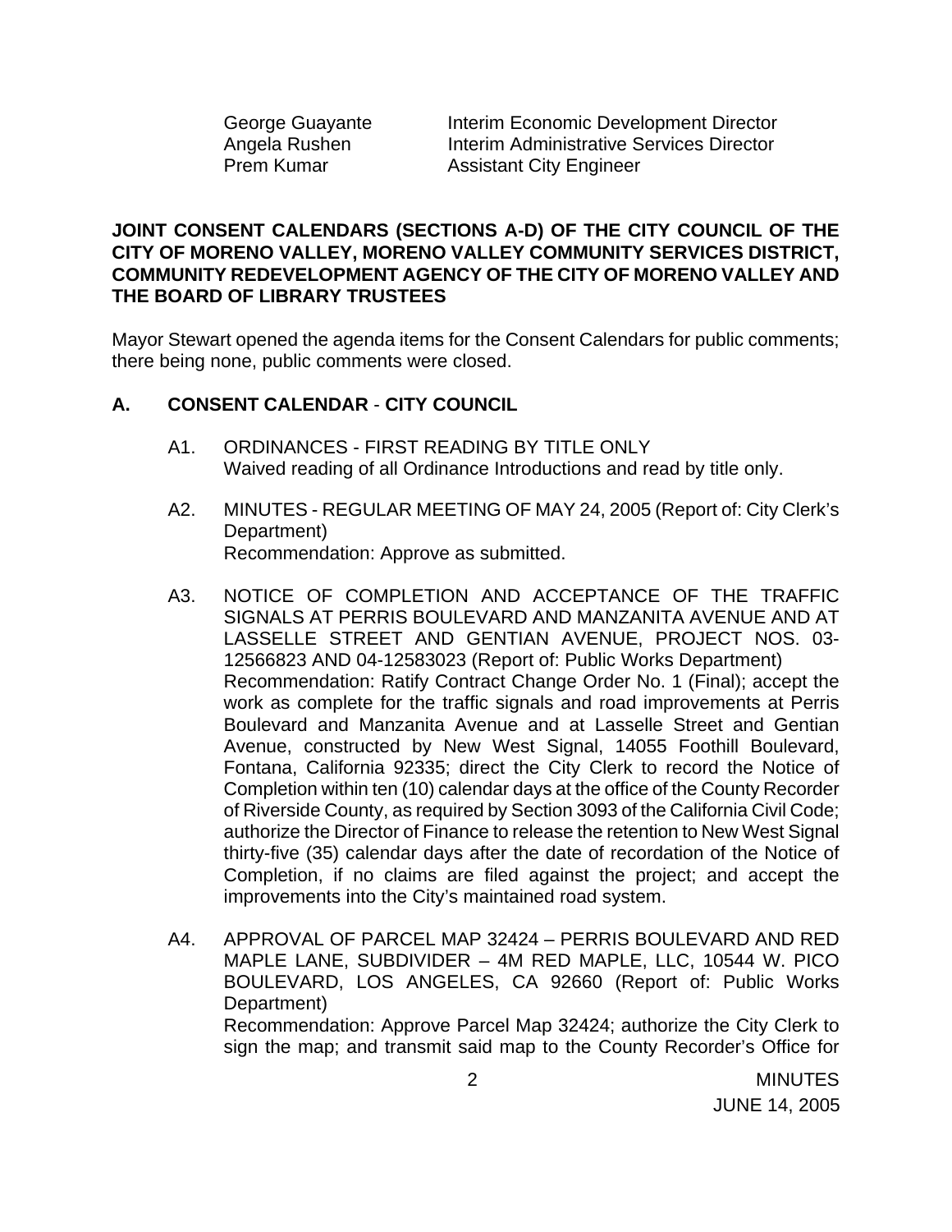| | |
|---|---|
| George Guayante | Interim Economic Development Director |
| Angela Rushen | Interim Administrative Services Director |
| Prem Kumar | Assistant City Engineer |

**JOINT CONSENT CALENDARS (SECTIONS A-D) OF THE CITY COUNCIL OF THE CITY OF MORENO VALLEY, MORENO VALLEY COMMUNITY SERVICES DISTRICT, COMMUNITY REDEVELOPMENT AGENCY OF THE CITY OF MORENO VALLEY AND THE BOARD OF LIBRARY TRUSTEES**

Mayor Stewart opened the agenda items for the Consent Calendars for public comments; there being none, public comments were closed.

**A. CONSENT CALENDAR - CITY COUNCIL**

A1. ORDINANCES - FIRST READING BY TITLE ONLY
Waived reading of all Ordinance Introductions and read by title only.

A2. MINUTES - REGULAR MEETING OF MAY 24, 2005 (Report of: City Clerk's Department)
Recommendation: Approve as submitted.

A3. NOTICE OF COMPLETION AND ACCEPTANCE OF THE TRAFFIC SIGNALS AT PERRIS BOULEVARD AND MANZANITA AVENUE AND AT LASSELLE STREET AND GENTIAN AVENUE, PROJECT NOS. 03-12566823 AND 04-12583023 (Report of: Public Works Department)
Recommendation: Ratify Contract Change Order No. 1 (Final); accept the work as complete for the traffic signals and road improvements at Perris Boulevard and Manzanita Avenue and at Lasselle Street and Gentian Avenue, constructed by New West Signal, 14055 Foothill Boulevard, Fontana, California 92335; direct the City Clerk to record the Notice of Completion within ten (10) calendar days at the office of the County Recorder of Riverside County, as required by Section 3093 of the California Civil Code; authorize the Director of Finance to release the retention to New West Signal thirty-five (35) calendar days after the date of recordation of the Notice of Completion, if no claims are filed against the project; and accept the improvements into the City's maintained road system.

A4. APPROVAL OF PARCEL MAP 32424 – PERRIS BOULEVARD AND RED MAPLE LANE, SUBDIVIDER – 4M RED MAPLE, LLC, 10544 W. PICO BOULEVARD, LOS ANGELES, CA 92660 (Report of: Public Works Department)
Recommendation: Approve Parcel Map 32424; authorize the City Clerk to sign the map; and transmit said map to the County Recorder's Office for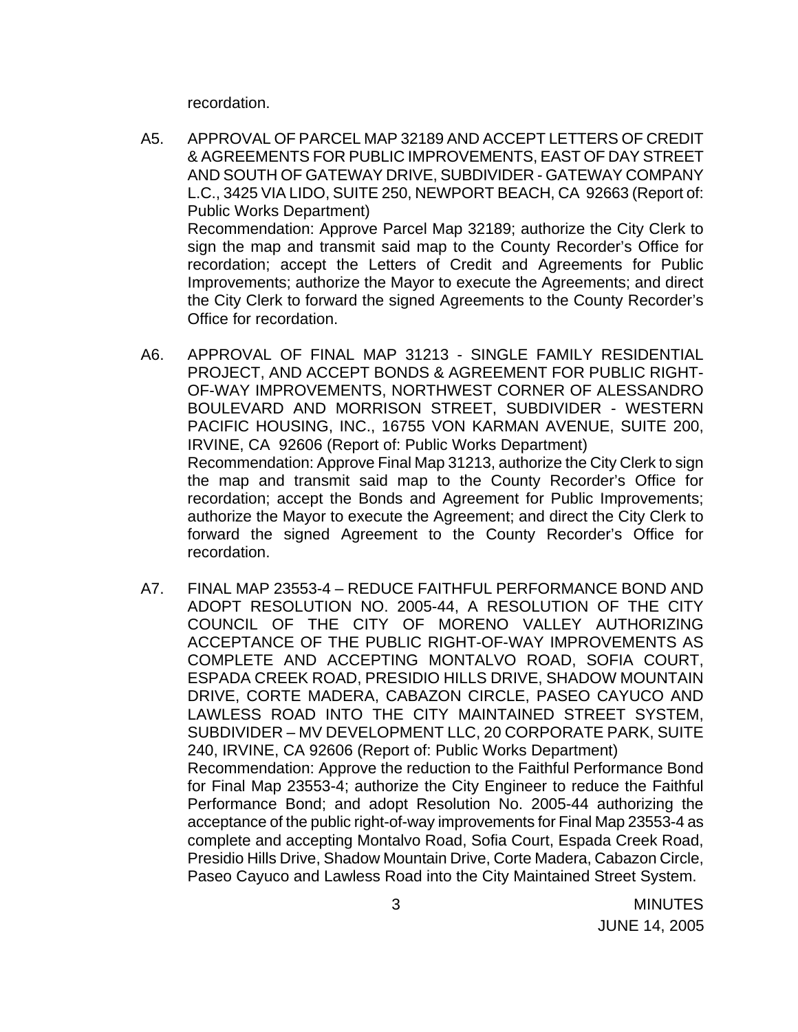recordation.

A5. APPROVAL OF PARCEL MAP 32189 AND ACCEPT LETTERS OF CREDIT & AGREEMENTS FOR PUBLIC IMPROVEMENTS, EAST OF DAY STREET AND SOUTH OF GATEWAY DRIVE, SUBDIVIDER - GATEWAY COMPANY L.C., 3425 VIA LIDO, SUITE 250, NEWPORT BEACH, CA 92663 (Report of: Public Works Department)

Recommendation: Approve Parcel Map 32189; authorize the City Clerk to sign the map and transmit said map to the County Recorder's Office for recordation; accept the Letters of Credit and Agreements for Public Improvements; authorize the Mayor to execute the Agreements; and direct the City Clerk to forward the signed Agreements to the County Recorder's Office for recordation.

A6. APPROVAL OF FINAL MAP 31213 - SINGLE FAMILY RESIDENTIAL PROJECT, AND ACCEPT BONDS & AGREEMENT FOR PUBLIC RIGHT-OF-WAY IMPROVEMENTS, NORTHWEST CORNER OF ALESSANDRO BOULEVARD AND MORRISON STREET, SUBDIVIDER - WESTERN PACIFIC HOUSING, INC., 16755 VON KARMAN AVENUE, SUITE 200, IRVINE, CA 92606 (Report of: Public Works Department)

Recommendation: Approve Final Map 31213, authorize the City Clerk to sign the map and transmit said map to the County Recorder's Office for recordation; accept the Bonds and Agreement for Public Improvements; authorize the Mayor to execute the Agreement; and direct the City Clerk to forward the signed Agreement to the County Recorder's Office for recordation.

A7. FINAL MAP 23553-4 – REDUCE FAITHFUL PERFORMANCE BOND AND ADOPT RESOLUTION NO. 2005-44, A RESOLUTION OF THE CITY COUNCIL OF THE CITY OF MORENO VALLEY AUTHORIZING ACCEPTANCE OF THE PUBLIC RIGHT-OF-WAY IMPROVEMENTS AS COMPLETE AND ACCEPTING MONTALVO ROAD, SOFIA COURT, ESPADA CREEK ROAD, PRESIDIO HILLS DRIVE, SHADOW MOUNTAIN DRIVE, CORTE MADERA, CABAZON CIRCLE, PASEO CAYUCO AND LAWLESS ROAD INTO THE CITY MAINTAINED STREET SYSTEM, SUBDIVIDER – MV DEVELOPMENT LLC, 20 CORPORATE PARK, SUITE 240, IRVINE, CA 92606 (Report of: Public Works Department)

Recommendation: Approve the reduction to the Faithful Performance Bond for Final Map 23553-4; authorize the City Engineer to reduce the Faithful Performance Bond; and adopt Resolution No. 2005-44 authorizing the acceptance of the public right-of-way improvements for Final Map 23553-4 as complete and accepting Montalvo Road, Sofia Court, Espada Creek Road, Presidio Hills Drive, Shadow Mountain Drive, Corte Madera, Cabazon Circle, Paseo Cayuco and Lawless Road into the City Maintained Street System.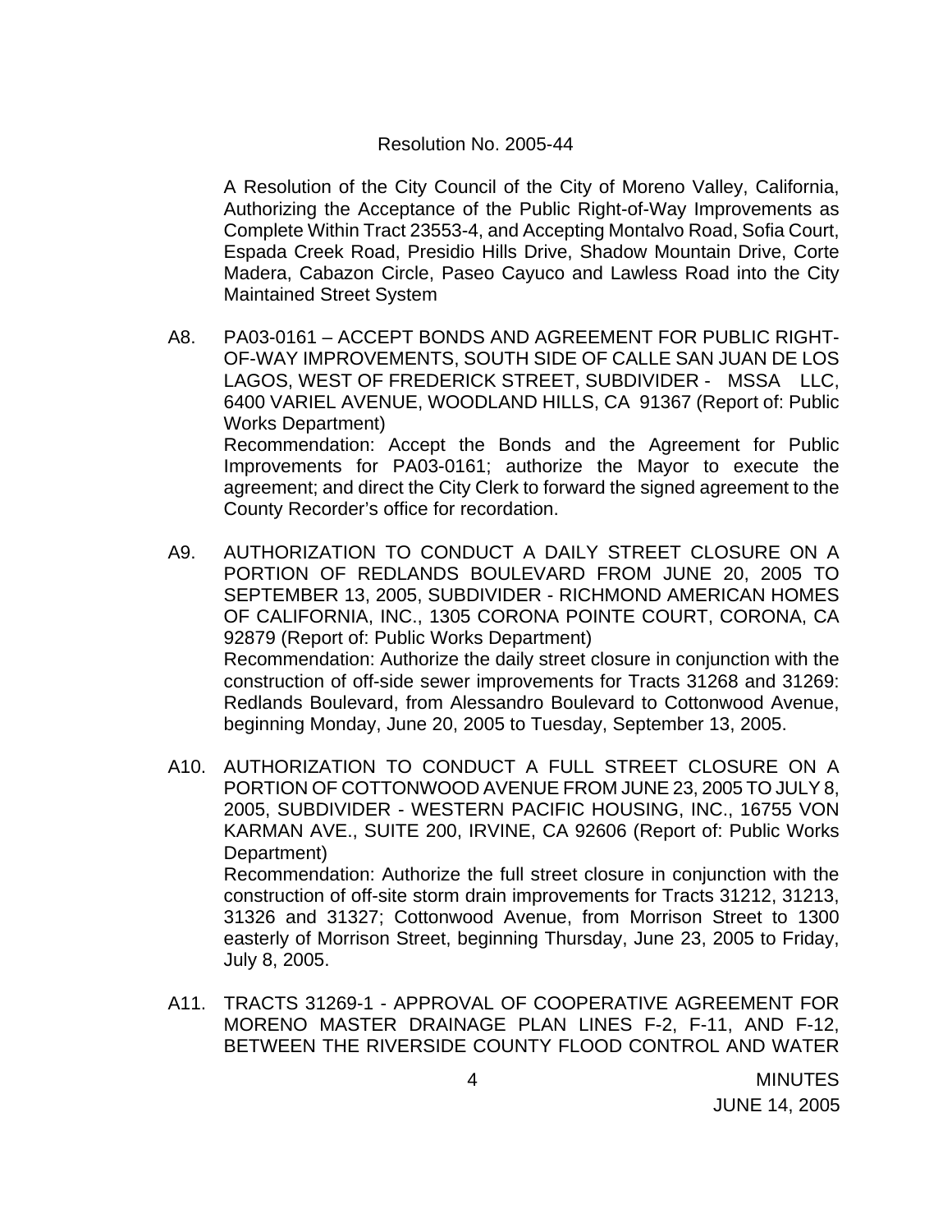Resolution No. 2005-44

A Resolution of the City Council of the City of Moreno Valley, California, Authorizing the Acceptance of the Public Right-of-Way Improvements as Complete Within Tract 23553-4, and Accepting Montalvo Road, Sofia Court, Espada Creek Road, Presidio Hills Drive, Shadow Mountain Drive, Corte Madera, Cabazon Circle, Paseo Cayuco and Lawless Road into the City Maintained Street System

A8. PA03-0161 – ACCEPT BONDS AND AGREEMENT FOR PUBLIC RIGHT-OF-WAY IMPROVEMENTS, SOUTH SIDE OF CALLE SAN JUAN DE LOS LAGOS, WEST OF FREDERICK STREET, SUBDIVIDER - MSSA LLC, 6400 VARIEL AVENUE, WOODLAND HILLS, CA 91367 (Report of: Public Works Department)
Recommendation: Accept the Bonds and the Agreement for Public Improvements for PA03-0161; authorize the Mayor to execute the agreement; and direct the City Clerk to forward the signed agreement to the County Recorder's office for recordation.

A9. AUTHORIZATION TO CONDUCT A DAILY STREET CLOSURE ON A PORTION OF REDLANDS BOULEVARD FROM JUNE 20, 2005 TO SEPTEMBER 13, 2005, SUBDIVIDER - RICHMOND AMERICAN HOMES OF CALIFORNIA, INC., 1305 CORONA POINTE COURT, CORONA, CA 92879 (Report of: Public Works Department)
Recommendation: Authorize the daily street closure in conjunction with the construction of off-side sewer improvements for Tracts 31268 and 31269: Redlands Boulevard, from Alessandro Boulevard to Cottonwood Avenue, beginning Monday, June 20, 2005 to Tuesday, September 13, 2005.

A10. AUTHORIZATION TO CONDUCT A FULL STREET CLOSURE ON A PORTION OF COTTONWOOD AVENUE FROM JUNE 23, 2005 TO JULY 8, 2005, SUBDIVIDER - WESTERN PACIFIC HOUSING, INC., 16755 VON KARMAN AVE., SUITE 200, IRVINE, CA 92606 (Report of: Public Works Department)
Recommendation: Authorize the full street closure in conjunction with the construction of off-site storm drain improvements for Tracts 31212, 31213, 31326 and 31327; Cottonwood Avenue, from Morrison Street to 1300 easterly of Morrison Street, beginning Thursday, June 23, 2005 to Friday, July 8, 2005.

A11. TRACTS 31269-1 - APPROVAL OF COOPERATIVE AGREEMENT FOR MORENO MASTER DRAINAGE PLAN LINES F-2, F-11, AND F-12, BETWEEN THE RIVERSIDE COUNTY FLOOD CONTROL AND WATER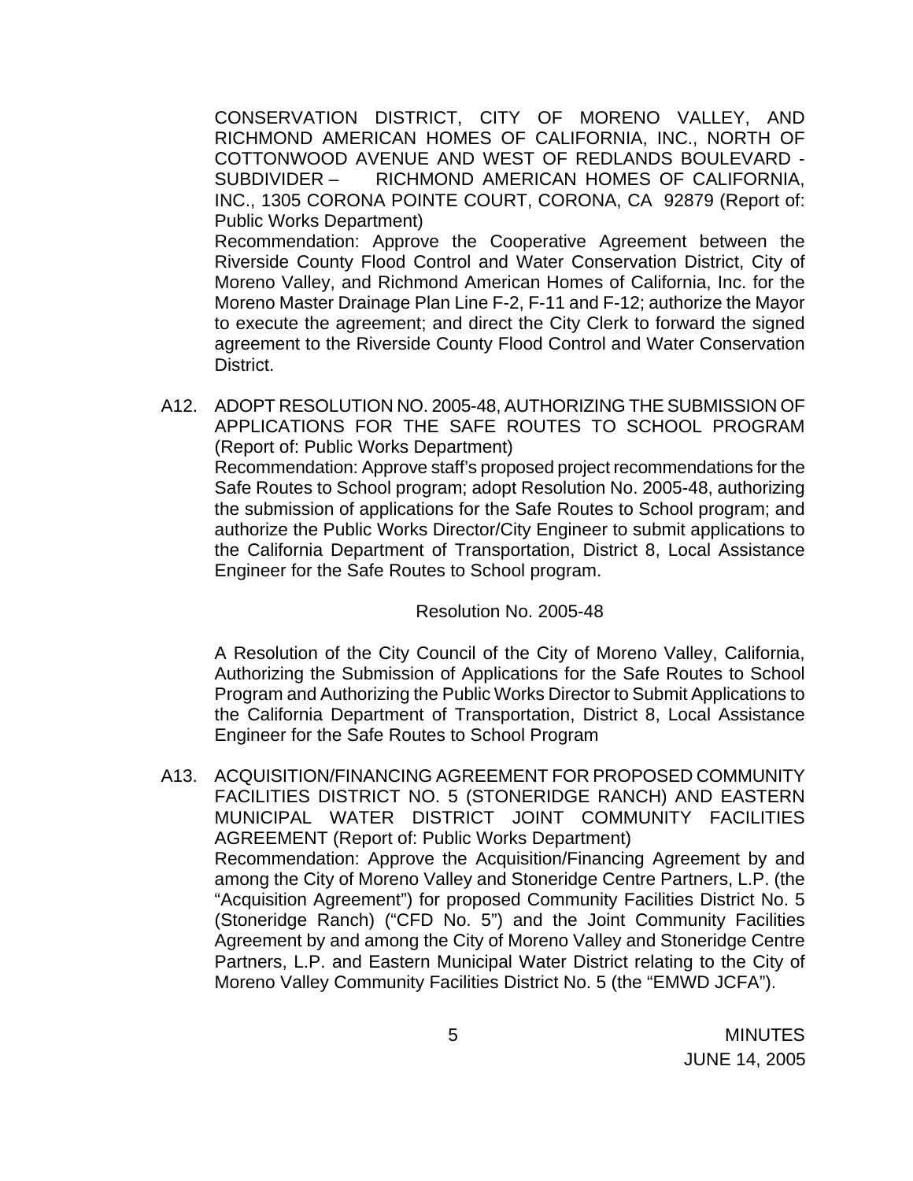CONSERVATION DISTRICT, CITY OF MORENO VALLEY, AND RICHMOND AMERICAN HOMES OF CALIFORNIA, INC., NORTH OF COTTONWOOD AVENUE AND WEST OF REDLANDS BOULEVARD - SUBDIVIDER – RICHMOND AMERICAN HOMES OF CALIFORNIA, INC., 1305 CORONA POINTE COURT, CORONA, CA 92879 (Report of: Public Works Department)

Recommendation: Approve the Cooperative Agreement between the Riverside County Flood Control and Water Conservation District, City of Moreno Valley, and Richmond American Homes of California, Inc. for the Moreno Master Drainage Plan Line F-2, F-11 and F-12; authorize the Mayor to execute the agreement; and direct the City Clerk to forward the signed agreement to the Riverside County Flood Control and Water Conservation District.

A12. ADOPT RESOLUTION NO. 2005-48, AUTHORIZING THE SUBMISSION OF APPLICATIONS FOR THE SAFE ROUTES TO SCHOOL PROGRAM (Report of: Public Works Department)

Recommendation: Approve staff's proposed project recommendations for the Safe Routes to School program; adopt Resolution No. 2005-48, authorizing the submission of applications for the Safe Routes to School program; and authorize the Public Works Director/City Engineer to submit applications to the California Department of Transportation, District 8, Local Assistance Engineer for the Safe Routes to School program.

Resolution No. 2005-48

A Resolution of the City Council of the City of Moreno Valley, California, Authorizing the Submission of Applications for the Safe Routes to School Program and Authorizing the Public Works Director to Submit Applications to the California Department of Transportation, District 8, Local Assistance Engineer for the Safe Routes to School Program

A13. ACQUISITION/FINANCING AGREEMENT FOR PROPOSED COMMUNITY FACILITIES DISTRICT NO. 5 (STONERIDGE RANCH) AND EASTERN MUNICIPAL WATER DISTRICT JOINT COMMUNITY FACILITIES AGREEMENT (Report of: Public Works Department)

Recommendation: Approve the Acquisition/Financing Agreement by and among the City of Moreno Valley and Stoneridge Centre Partners, L.P. (the "Acquisition Agreement") for proposed Community Facilities District No. 5 (Stoneridge Ranch) ("CFD No. 5") and the Joint Community Facilities Agreement by and among the City of Moreno Valley and Stoneridge Centre Partners, L.P. and Eastern Municipal Water District relating to the City of Moreno Valley Community Facilities District No. 5 (the "EMWD JCFA").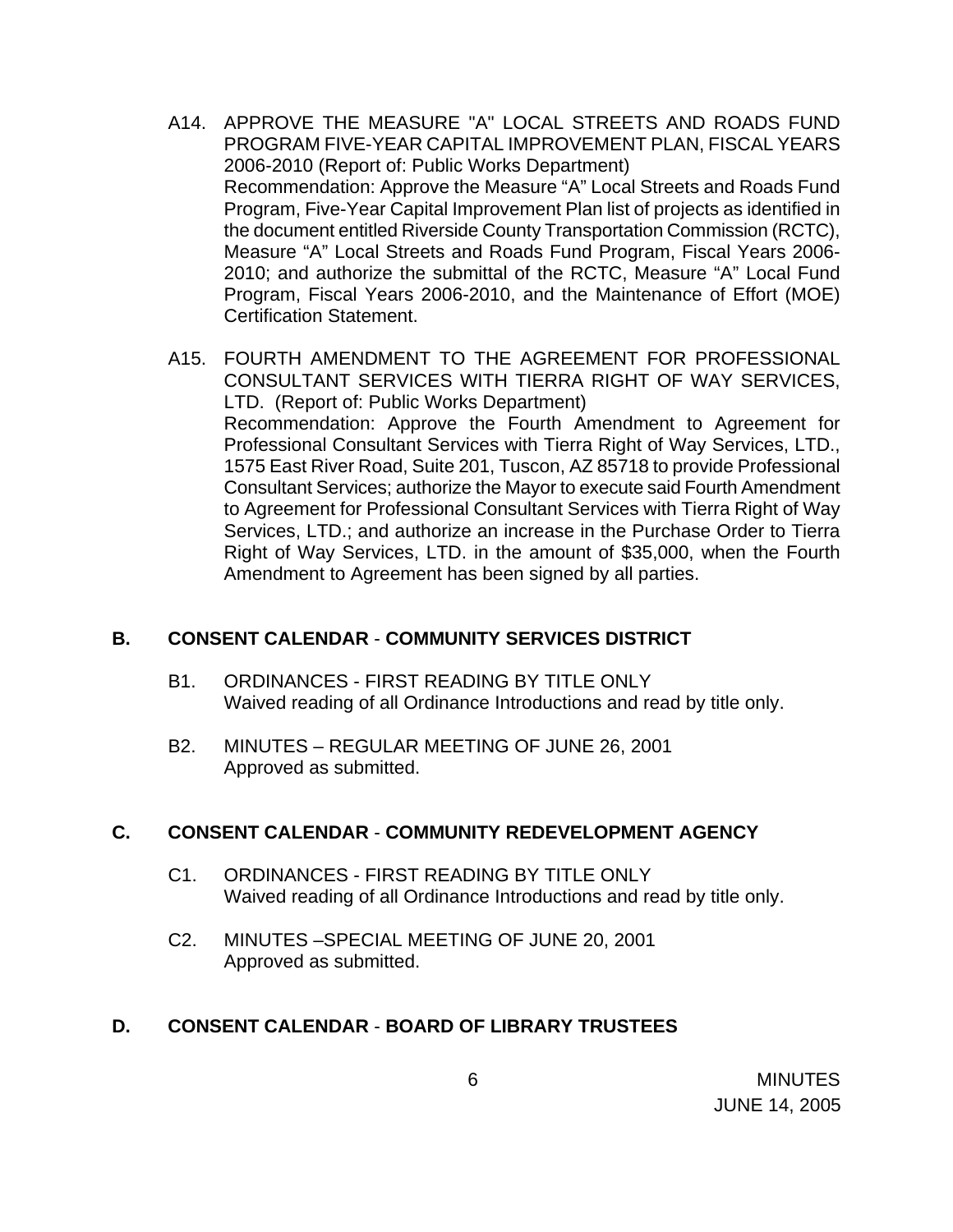A14. APPROVE THE MEASURE "A" LOCAL STREETS AND ROADS FUND PROGRAM FIVE-YEAR CAPITAL IMPROVEMENT PLAN, FISCAL YEARS 2006-2010 (Report of: Public Works Department)
Recommendation: Approve the Measure “A” Local Streets and Roads Fund Program, Five-Year Capital Improvement Plan list of projects as identified in the document entitled Riverside County Transportation Commission (RCTC), Measure “A” Local Streets and Roads Fund Program, Fiscal Years 2006-2010; and authorize the submittal of the RCTC, Measure “A” Local Fund Program, Fiscal Years 2006-2010, and the Maintenance of Effort (MOE) Certification Statement.

A15. FOURTH AMENDMENT TO THE AGREEMENT FOR PROFESSIONAL CONSULTANT SERVICES WITH TIERRA RIGHT OF WAY SERVICES, LTD. (Report of: Public Works Department)
Recommendation: Approve the Fourth Amendment to Agreement for Professional Consultant Services with Tierra Right of Way Services, LTD., 1575 East River Road, Suite 201, Tuscon, AZ 85718 to provide Professional Consultant Services; authorize the Mayor to execute said Fourth Amendment to Agreement for Professional Consultant Services with Tierra Right of Way Services, LTD.; and authorize an increase in the Purchase Order to Tierra Right of Way Services, LTD. in the amount of $35,000, when the Fourth Amendment to Agreement has been signed by all parties.

**B. CONSENT CALENDAR - COMMUNITY SERVICES DISTRICT**

B1. ORDINANCES - FIRST READING BY TITLE ONLY
Waived reading of all Ordinance Introductions and read by title only.

B2. MINUTES – REGULAR MEETING OF JUNE 26, 2001
Approved as submitted.

**C. CONSENT CALENDAR - COMMUNITY REDEVELOPMENT AGENCY**

C1. ORDINANCES - FIRST READING BY TITLE ONLY
Waived reading of all Ordinance Introductions and read by title only.

C2. MINUTES –SPECIAL MEETING OF JUNE 20, 2001
Approved as submitted.

**D. CONSENT CALENDAR - BOARD OF LIBRARY TRUSTEES**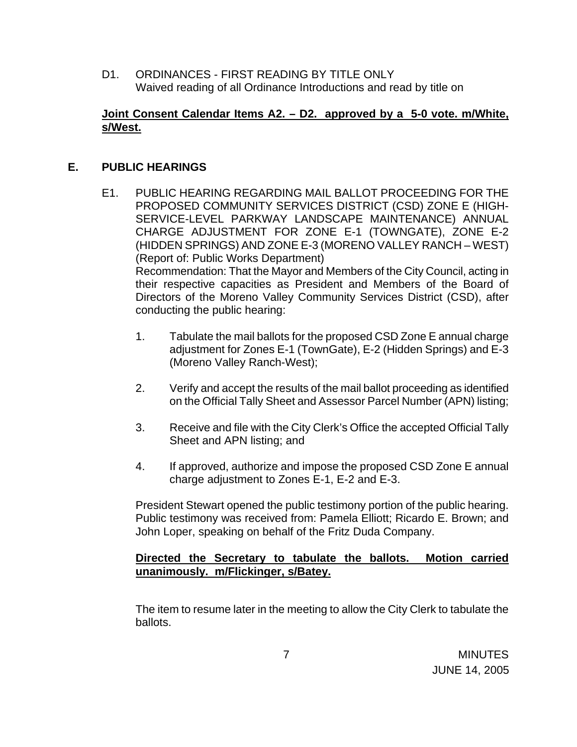D1. ORDINANCES - FIRST READING BY TITLE ONLY
Waived reading of all Ordinance Introductions and read by title on

**Joint Consent Calendar Items A2. – D2. approved by a 5-0 vote. m/White, s/West.**

## E. PUBLIC HEARINGS

E1. PUBLIC HEARING REGARDING MAIL BALLOT PROCEEDING FOR THE PROPOSED COMMUNITY SERVICES DISTRICT (CSD) ZONE E (HIGH-SERVICE-LEVEL PARKWAY LANDSCAPE MAINTENANCE) ANNUAL CHARGE ADJUSTMENT FOR ZONE E-1 (TOWNGATE), ZONE E-2 (HIDDEN SPRINGS) AND ZONE E-3 (MORENO VALLEY RANCH – WEST) (Report of: Public Works Department)
Recommendation: That the Mayor and Members of the City Council, acting in their respective capacities as President and Members of the Board of Directors of the Moreno Valley Community Services District (CSD), after conducting the public hearing:

1. Tabulate the mail ballots for the proposed CSD Zone E annual charge adjustment for Zones E-1 (TownGate), E-2 (Hidden Springs) and E-3 (Moreno Valley Ranch-West);

2. Verify and accept the results of the mail ballot proceeding as identified on the Official Tally Sheet and Assessor Parcel Number (APN) listing;

3. Receive and file with the City Clerk's Office the accepted Official Tally Sheet and APN listing; and

4. If approved, authorize and impose the proposed CSD Zone E annual charge adjustment to Zones E-1, E-2 and E-3.

President Stewart opened the public testimony portion of the public hearing. Public testimony was received from: Pamela Elliott; Ricardo E. Brown; and John Loper, speaking on behalf of the Fritz Duda Company.

**Directed the Secretary to tabulate the ballots. Motion carried unanimously. m/Flickinger, s/Batey.**

The item to resume later in the meeting to allow the City Clerk to tabulate the ballots.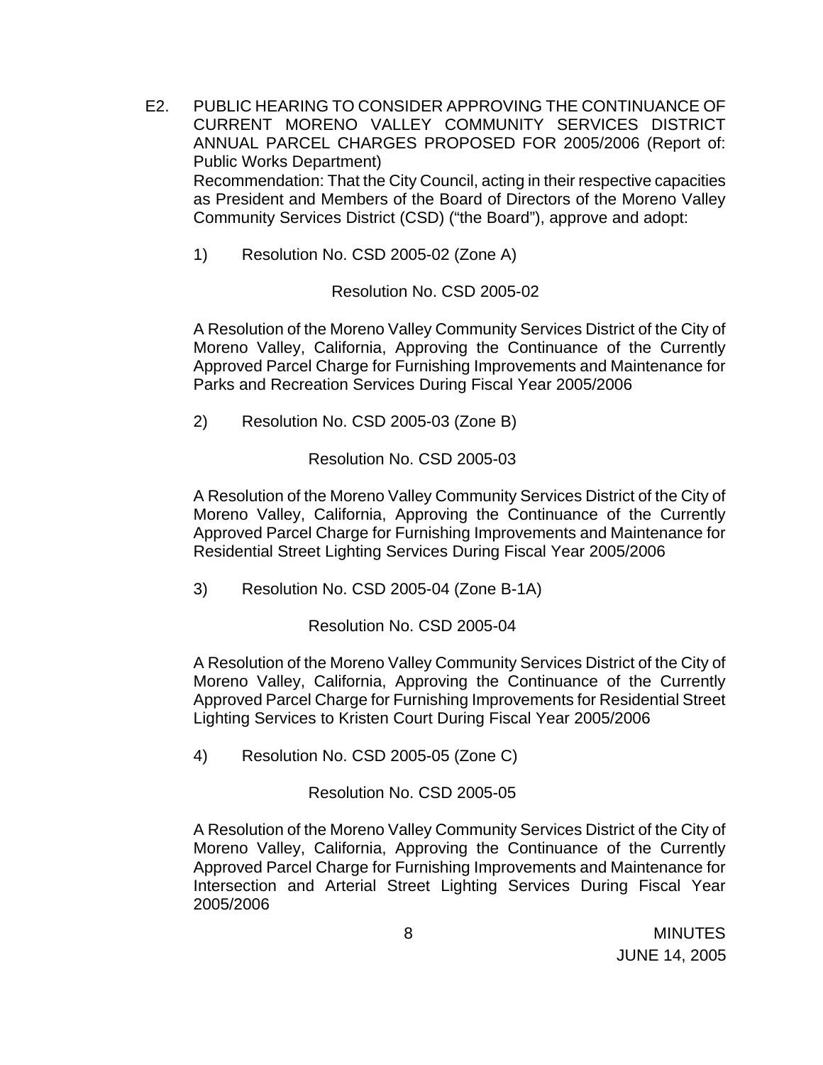E2. PUBLIC HEARING TO CONSIDER APPROVING THE CONTINUANCE OF CURRENT MORENO VALLEY COMMUNITY SERVICES DISTRICT ANNUAL PARCEL CHARGES PROPOSED FOR 2005/2006 (Report of: Public Works Department)

Recommendation: That the City Council, acting in their respective capacities as President and Members of the Board of Directors of the Moreno Valley Community Services District (CSD) ("the Board"), approve and adopt:

1) Resolution No. CSD 2005-02 (Zone A)

Resolution No. CSD 2005-02

A Resolution of the Moreno Valley Community Services District of the City of Moreno Valley, California, Approving the Continuance of the Currently Approved Parcel Charge for Furnishing Improvements and Maintenance for Parks and Recreation Services During Fiscal Year 2005/2006

2) Resolution No. CSD 2005-03 (Zone B)

Resolution No. CSD 2005-03

A Resolution of the Moreno Valley Community Services District of the City of Moreno Valley, California, Approving the Continuance of the Currently Approved Parcel Charge for Furnishing Improvements and Maintenance for Residential Street Lighting Services During Fiscal Year 2005/2006

3) Resolution No. CSD 2005-04 (Zone B-1A)

Resolution No. CSD 2005-04

A Resolution of the Moreno Valley Community Services District of the City of Moreno Valley, California, Approving the Continuance of the Currently Approved Parcel Charge for Furnishing Improvements for Residential Street Lighting Services to Kristen Court During Fiscal Year 2005/2006

4) Resolution No. CSD 2005-05 (Zone C)

Resolution No. CSD 2005-05

A Resolution of the Moreno Valley Community Services District of the City of Moreno Valley, California, Approving the Continuance of the Currently Approved Parcel Charge for Furnishing Improvements and Maintenance for Intersection and Arterial Street Lighting Services During Fiscal Year 2005/2006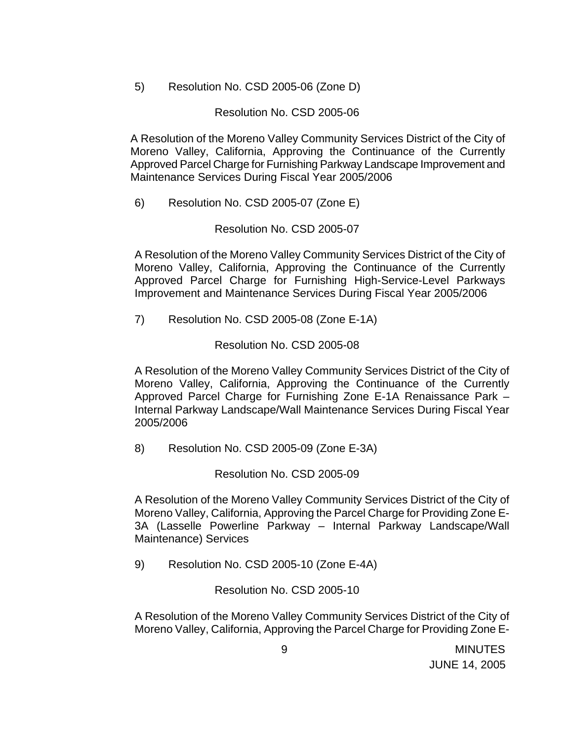5) Resolution No. CSD 2005-06 (Zone D)

Resolution No. CSD 2005-06

A Resolution of the Moreno Valley Community Services District of the City of Moreno Valley, California, Approving the Continuance of the Currently Approved Parcel Charge for Furnishing Parkway Landscape Improvement and Maintenance Services During Fiscal Year 2005/2006

6) Resolution No. CSD 2005-07 (Zone E)

Resolution No. CSD 2005-07

A Resolution of the Moreno Valley Community Services District of the City of Moreno Valley, California, Approving the Continuance of the Currently Approved Parcel Charge for Furnishing High-Service-Level Parkways Improvement and Maintenance Services During Fiscal Year 2005/2006

7) Resolution No. CSD 2005-08 (Zone E-1A)

Resolution No. CSD 2005-08

A Resolution of the Moreno Valley Community Services District of the City of Moreno Valley, California, Approving the Continuance of the Currently Approved Parcel Charge for Furnishing Zone E-1A Renaissance Park – Internal Parkway Landscape/Wall Maintenance Services During Fiscal Year 2005/2006

8) Resolution No. CSD 2005-09 (Zone E-3A)

Resolution No. CSD 2005-09

A Resolution of the Moreno Valley Community Services District of the City of Moreno Valley, California, Approving the Parcel Charge for Providing Zone E-3A (Lasselle Powerline Parkway – Internal Parkway Landscape/Wall Maintenance) Services

9) Resolution No. CSD 2005-10 (Zone E-4A)

Resolution No. CSD 2005-10

A Resolution of the Moreno Valley Community Services District of the City of Moreno Valley, California, Approving the Parcel Charge for Providing Zone E-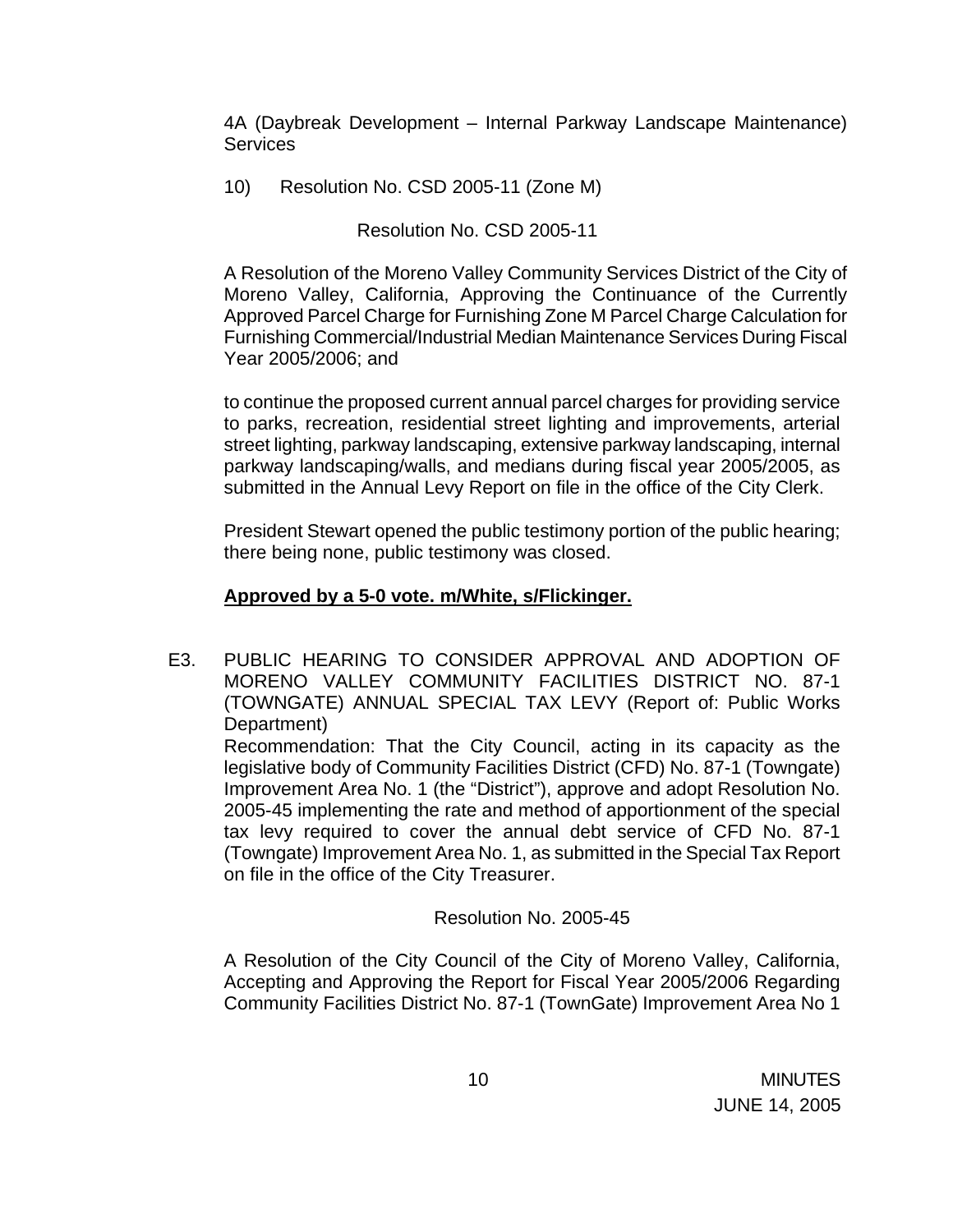4A (Daybreak Development – Internal Parkway Landscape Maintenance) Services

10) Resolution No. CSD 2005-11 (Zone M)

Resolution No. CSD 2005-11

A Resolution of the Moreno Valley Community Services District of the City of Moreno Valley, California, Approving the Continuance of the Currently Approved Parcel Charge for Furnishing Zone M Parcel Charge Calculation for Furnishing Commercial/Industrial Median Maintenance Services During Fiscal Year 2005/2006; and

to continue the proposed current annual parcel charges for providing service to parks, recreation, residential street lighting and improvements, arterial street lighting, parkway landscaping, extensive parkway landscaping, internal parkway landscaping/walls, and medians during fiscal year 2005/2005, as submitted in the Annual Levy Report on file in the office of the City Clerk.

President Stewart opened the public testimony portion of the public hearing; there being none, public testimony was closed.

**Approved by a 5-0 vote. m/White, s/Flickinger.**

E3. PUBLIC HEARING TO CONSIDER APPROVAL AND ADOPTION OF MORENO VALLEY COMMUNITY FACILITIES DISTRICT NO. 87-1 (TOWNGATE) ANNUAL SPECIAL TAX LEVY (Report of: Public Works Department)
Recommendation: That the City Council, acting in its capacity as the legislative body of Community Facilities District (CFD) No. 87-1 (Towngate) Improvement Area No. 1 (the "District"), approve and adopt Resolution No. 2005-45 implementing the rate and method of apportionment of the special tax levy required to cover the annual debt service of CFD No. 87-1 (Towngate) Improvement Area No. 1, as submitted in the Special Tax Report on file in the office of the City Treasurer.

Resolution No. 2005-45

A Resolution of the City Council of the City of Moreno Valley, California, Accepting and Approving the Report for Fiscal Year 2005/2006 Regarding Community Facilities District No. 87-1 (TownGate) Improvement Area No 1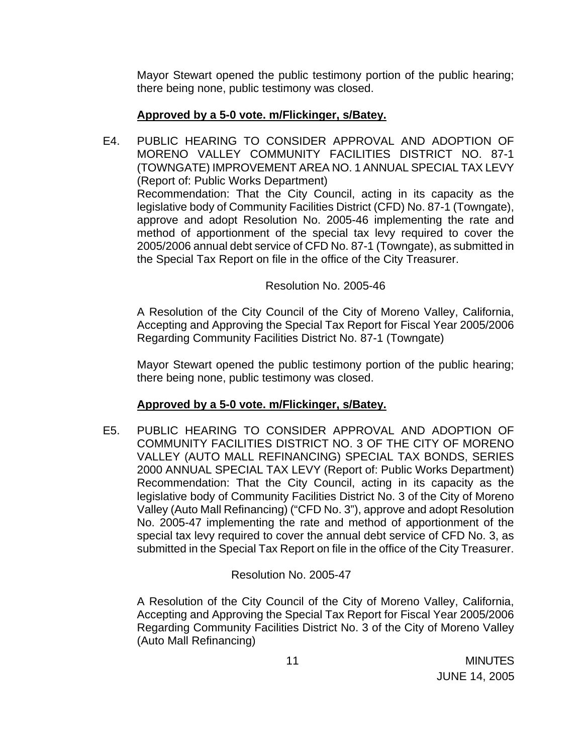Mayor Stewart opened the public testimony portion of the public hearing; there being none, public testimony was closed.

**Approved by a 5-0 vote. m/Flickinger, s/Batey.**

E4. PUBLIC HEARING TO CONSIDER APPROVAL AND ADOPTION OF MORENO VALLEY COMMUNITY FACILITIES DISTRICT NO. 87-1 (TOWNGATE) IMPROVEMENT AREA NO. 1 ANNUAL SPECIAL TAX LEVY (Report of: Public Works Department)
Recommendation: That the City Council, acting in its capacity as the legislative body of Community Facilities District (CFD) No. 87-1 (Towngate), approve and adopt Resolution No. 2005-46 implementing the rate and method of apportionment of the special tax levy required to cover the 2005/2006 annual debt service of CFD No. 87-1 (Towngate), as submitted in the Special Tax Report on file in the office of the City Treasurer.

Resolution No. 2005-46

A Resolution of the City Council of the City of Moreno Valley, California, Accepting and Approving the Special Tax Report for Fiscal Year 2005/2006 Regarding Community Facilities District No. 87-1 (Towngate)

Mayor Stewart opened the public testimony portion of the public hearing; there being none, public testimony was closed.

**Approved by a 5-0 vote. m/Flickinger, s/Batey.**

E5. PUBLIC HEARING TO CONSIDER APPROVAL AND ADOPTION OF COMMUNITY FACILITIES DISTRICT NO. 3 OF THE CITY OF MORENO VALLEY (AUTO MALL REFINANCING) SPECIAL TAX BONDS, SERIES 2000 ANNUAL SPECIAL TAX LEVY (Report of: Public Works Department)
Recommendation: That the City Council, acting in its capacity as the legislative body of Community Facilities District No. 3 of the City of Moreno Valley (Auto Mall Refinancing) ("CFD No. 3"), approve and adopt Resolution No. 2005-47 implementing the rate and method of apportionment of the special tax levy required to cover the annual debt service of CFD No. 3, as submitted in the Special Tax Report on file in the office of the City Treasurer.

Resolution No. 2005-47

A Resolution of the City Council of the City of Moreno Valley, California, Accepting and Approving the Special Tax Report for Fiscal Year 2005/2006 Regarding Community Facilities District No. 3 of the City of Moreno Valley (Auto Mall Refinancing)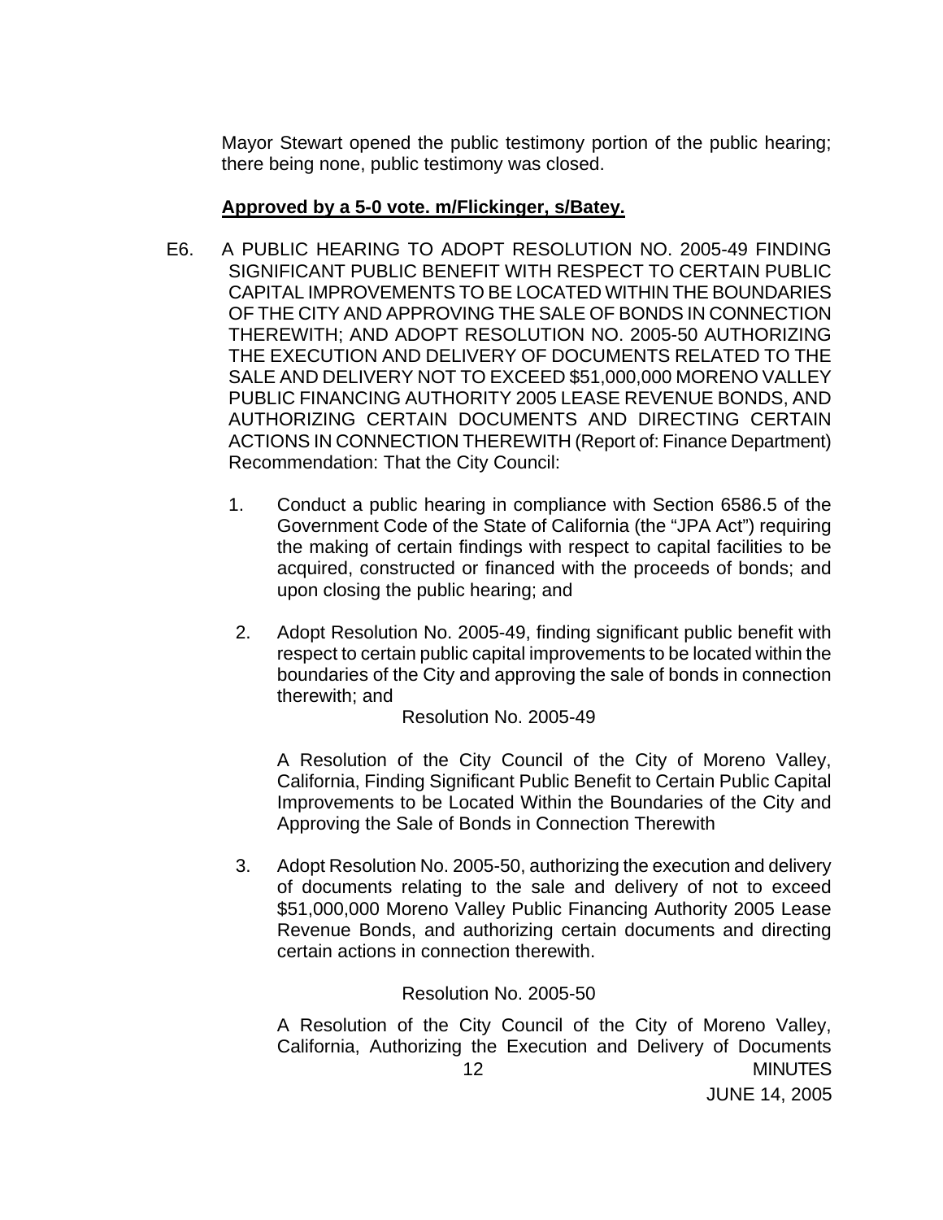Mayor Stewart opened the public testimony portion of the public hearing; there being none, public testimony was closed.

**Approved by a 5-0 vote. m/Flickinger, s/Batey.**

E6. A PUBLIC HEARING TO ADOPT RESOLUTION NO. 2005-49 FINDING SIGNIFICANT PUBLIC BENEFIT WITH RESPECT TO CERTAIN PUBLIC CAPITAL IMPROVEMENTS TO BE LOCATED WITHIN THE BOUNDARIES OF THE CITY AND APPROVING THE SALE OF BONDS IN CONNECTION THEREWITH; AND ADOPT RESOLUTION NO. 2005-50 AUTHORIZING THE EXECUTION AND DELIVERY OF DOCUMENTS RELATED TO THE SALE AND DELIVERY NOT TO EXCEED $51,000,000 MORENO VALLEY PUBLIC FINANCING AUTHORITY 2005 LEASE REVENUE BONDS, AND AUTHORIZING CERTAIN DOCUMENTS AND DIRECTING CERTAIN ACTIONS IN CONNECTION THEREWITH (Report of: Finance Department) Recommendation: That the City Council:

1. Conduct a public hearing in compliance with Section 6586.5 of the Government Code of the State of California (the "JPA Act") requiring the making of certain findings with respect to capital facilities to be acquired, constructed or financed with the proceeds of bonds; and upon closing the public hearing; and

2. Adopt Resolution No. 2005-49, finding significant public benefit with respect to certain public capital improvements to be located within the boundaries of the City and approving the sale of bonds in connection therewith; and

   Resolution No. 2005-49

   A Resolution of the City Council of the City of Moreno Valley, California, Finding Significant Public Benefit to Certain Public Capital Improvements to be Located Within the Boundaries of the City and Approving the Sale of Bonds in Connection Therewith

3. Adopt Resolution No. 2005-50, authorizing the execution and delivery of documents relating to the sale and delivery of not to exceed $51,000,000 Moreno Valley Public Financing Authority 2005 Lease Revenue Bonds, and authorizing certain documents and directing certain actions in connection therewith.

   Resolution No. 2005-50

   A Resolution of the City Council of the City of Moreno Valley, California, Authorizing the Execution and Delivery of Documents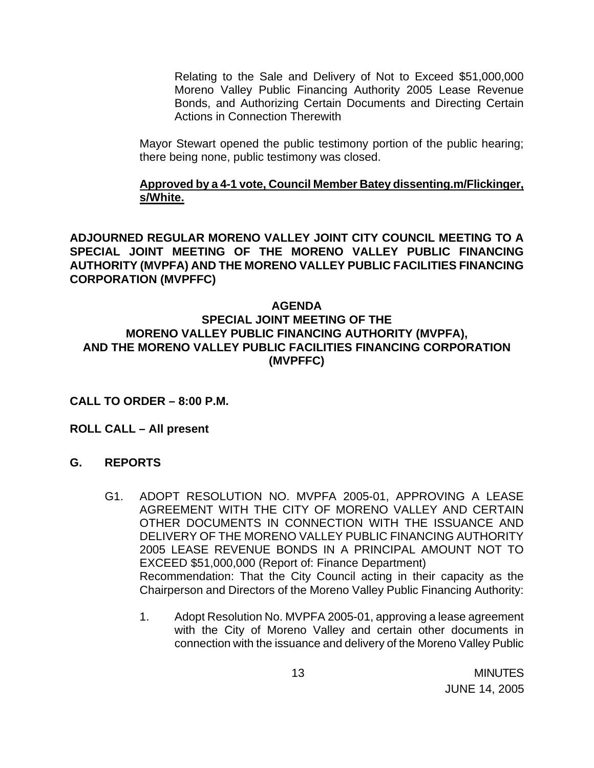Relating to the Sale and Delivery of Not to Exceed $51,000,000 Moreno Valley Public Financing Authority 2005 Lease Revenue Bonds, and Authorizing Certain Documents and Directing Certain Actions in Connection Therewith

Mayor Stewart opened the public testimony portion of the public hearing; there being none, public testimony was closed.

**Approved by a 4-1 vote, Council Member Batey dissenting.m/Flickinger, s/White.**

**ADJOURNED REGULAR MORENO VALLEY JOINT CITY COUNCIL MEETING TO A SPECIAL JOINT MEETING OF THE MORENO VALLEY PUBLIC FINANCING AUTHORITY (MVPFA) AND THE MORENO VALLEY PUBLIC FACILITIES FINANCING CORPORATION (MVPFFC)**

**AGENDA**
**SPECIAL JOINT MEETING OF THE**
**MORENO VALLEY PUBLIC FINANCING AUTHORITY (MVPFA),**
**AND THE MORENO VALLEY PUBLIC FACILITIES FINANCING CORPORATION (MVPFFC)**

**CALL TO ORDER – 8:00 P.M.**

**ROLL CALL – All present**

**G. REPORTS**

G1. ADOPT RESOLUTION NO. MVPFA 2005-01, APPROVING A LEASE AGREEMENT WITH THE CITY OF MORENO VALLEY AND CERTAIN OTHER DOCUMENTS IN CONNECTION WITH THE ISSUANCE AND DELIVERY OF THE MORENO VALLEY PUBLIC FINANCING AUTHORITY 2005 LEASE REVENUE BONDS IN A PRINCIPAL AMOUNT NOT TO EXCEED $51,000,000 (Report of: Finance Department)
Recommendation: That the City Council acting in their capacity as the Chairperson and Directors of the Moreno Valley Public Financing Authority:

1. Adopt Resolution No. MVPFA 2005-01, approving a lease agreement with the City of Moreno Valley and certain other documents in connection with the issuance and delivery of the Moreno Valley Public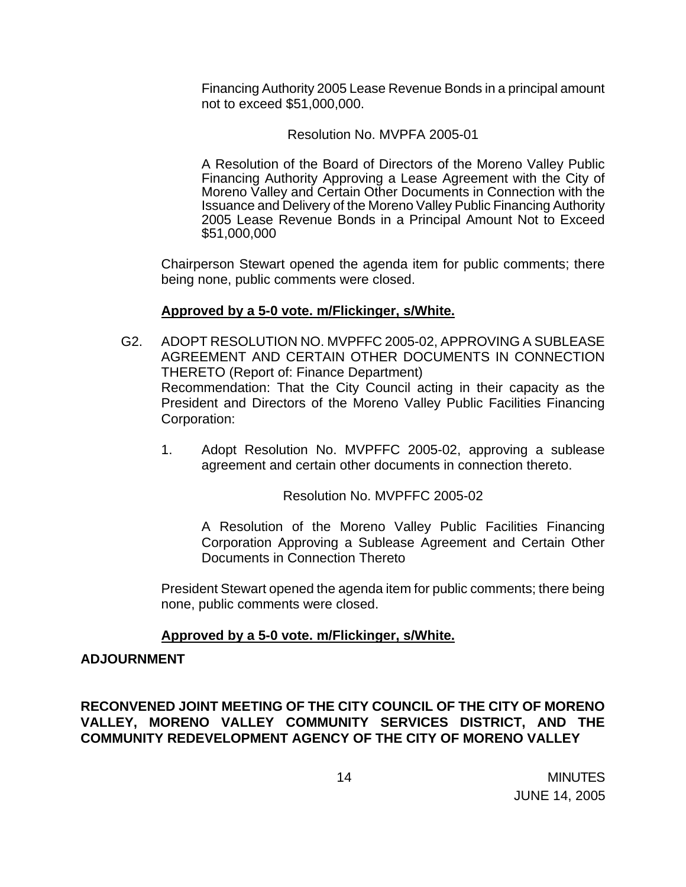Financing Authority 2005 Lease Revenue Bonds in a principal amount not to exceed $51,000,000.

Resolution No. MVPFA 2005-01

A Resolution of the Board of Directors of the Moreno Valley Public Financing Authority Approving a Lease Agreement with the City of Moreno Valley and Certain Other Documents in Connection with the Issuance and Delivery of the Moreno Valley Public Financing Authority 2005 Lease Revenue Bonds in a Principal Amount Not to Exceed $51,000,000

Chairperson Stewart opened the agenda item for public comments; there being none, public comments were closed.

**Approved by a 5-0 vote. m/Flickinger, s/White.**

G2. ADOPT RESOLUTION NO. MVPFFC 2005-02, APPROVING A SUBLEASE AGREEMENT AND CERTAIN OTHER DOCUMENTS IN CONNECTION THERETO (Report of: Finance Department)
Recommendation: That the City Council acting in their capacity as the President and Directors of the Moreno Valley Public Facilities Financing Corporation:

1. Adopt Resolution No. MVPFFC 2005-02, approving a sublease agreement and certain other documents in connection thereto.

Resolution No. MVPFFC 2005-02

A Resolution of the Moreno Valley Public Facilities Financing Corporation Approving a Sublease Agreement and Certain Other Documents in Connection Thereto

President Stewart opened the agenda item for public comments; there being none, public comments were closed.

**Approved by a 5-0 vote. m/Flickinger, s/White.**

**ADJOURNMENT**

**RECONVENED JOINT MEETING OF THE CITY COUNCIL OF THE CITY OF MORENO VALLEY, MORENO VALLEY COMMUNITY SERVICES DISTRICT, AND THE COMMUNITY REDEVELOPMENT AGENCY OF THE CITY OF MORENO VALLEY**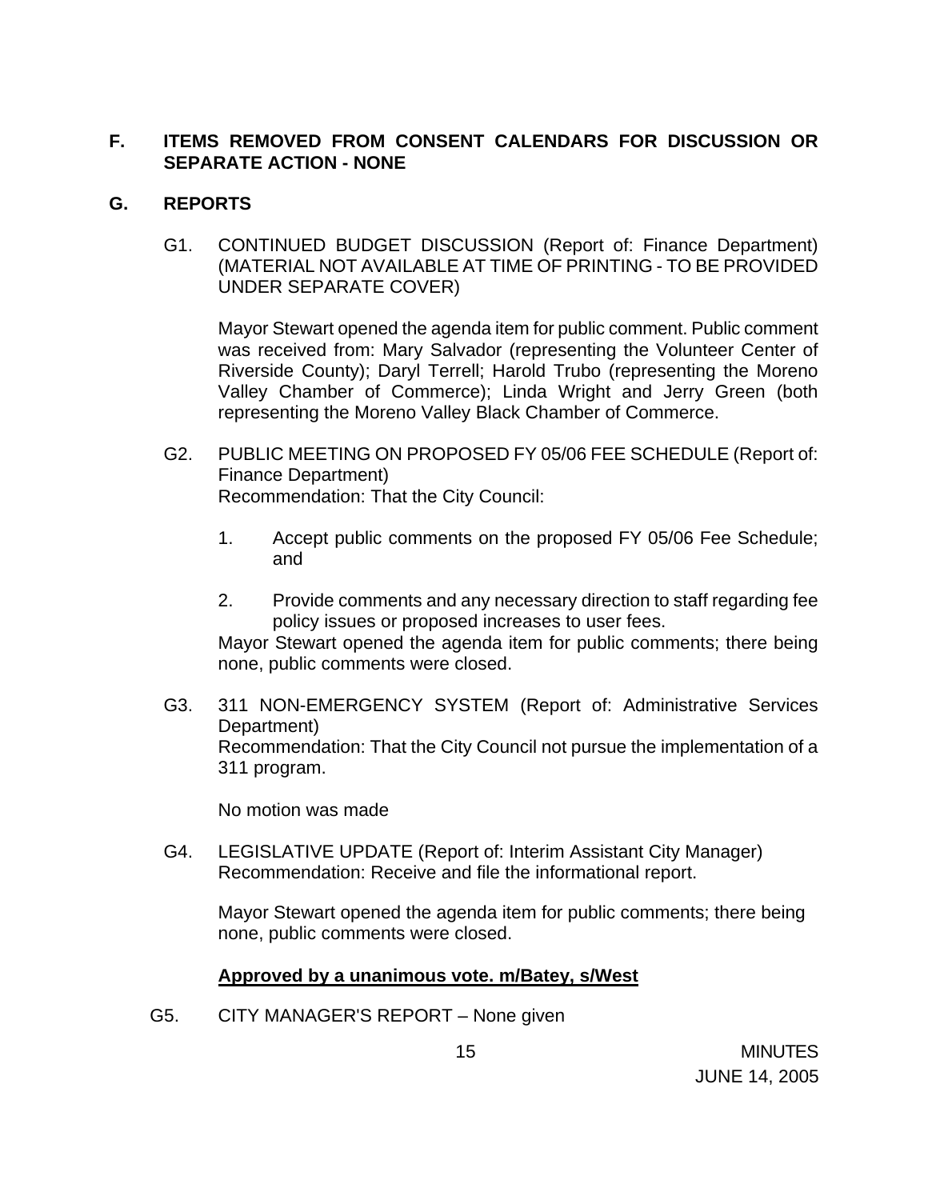## F. ITEMS REMOVED FROM CONSENT CALENDARS FOR DISCUSSION OR SEPARATE ACTION - NONE

## G. REPORTS

G1. CONTINUED BUDGET DISCUSSION (Report of: Finance Department) (MATERIAL NOT AVAILABLE AT TIME OF PRINTING - TO BE PROVIDED UNDER SEPARATE COVER)

Mayor Stewart opened the agenda item for public comment. Public comment was received from: Mary Salvador (representing the Volunteer Center of Riverside County); Daryl Terrell; Harold Trubo (representing the Moreno Valley Chamber of Commerce); Linda Wright and Jerry Green (both representing the Moreno Valley Black Chamber of Commerce.

G2. PUBLIC MEETING ON PROPOSED FY 05/06 FEE SCHEDULE (Report of: Finance Department)
Recommendation: That the City Council:

1. Accept public comments on the proposed FY 05/06 Fee Schedule; and

2. Provide comments and any necessary direction to staff regarding fee policy issues or proposed increases to user fees.

Mayor Stewart opened the agenda item for public comments; there being none, public comments were closed.

G3. 311 NON-EMERGENCY SYSTEM (Report of: Administrative Services Department)
Recommendation: That the City Council not pursue the implementation of a 311 program.

No motion was made

G4. LEGISLATIVE UPDATE (Report of: Interim Assistant City Manager)
Recommendation: Receive and file the informational report.

Mayor Stewart opened the agenda item for public comments; there being none, public comments were closed.

**Approved by a unanimous vote. m/Batey, s/West**

G5. CITY MANAGER'S REPORT – None given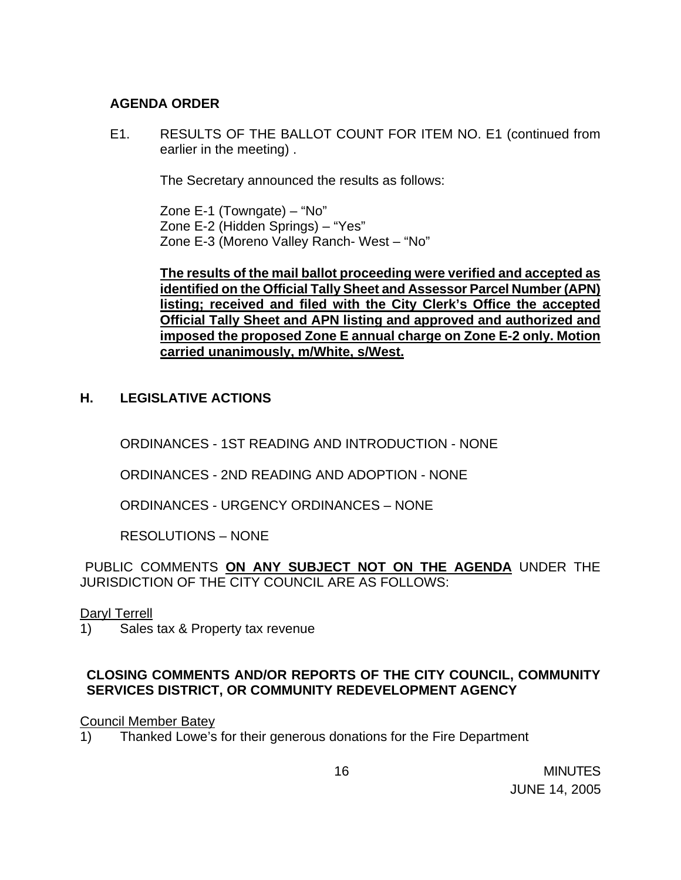## AGENDA ORDER

E1. RESULTS OF THE BALLOT COUNT FOR ITEM NO. E1 (continued from earlier in the meeting) .

The Secretary announced the results as follows:

Zone E-1 (Towngate) – "No"
Zone E-2 (Hidden Springs) – "Yes"
Zone E-3 (Moreno Valley Ranch- West – "No"

**The results of the mail ballot proceeding were verified and accepted as identified on the Official Tally Sheet and Assessor Parcel Number (APN) listing; received and filed with the City Clerk's Office the accepted Official Tally Sheet and APN listing and approved and authorized and imposed the proposed Zone E annual charge on Zone E-2 only. Motion carried unanimously, m/White, s/West.**

## H. LEGISLATIVE ACTIONS

ORDINANCES - 1ST READING AND INTRODUCTION - NONE

ORDINANCES - 2ND READING AND ADOPTION - NONE

ORDINANCES - URGENCY ORDINANCES – NONE

RESOLUTIONS – NONE

PUBLIC COMMENTS **ON ANY SUBJECT NOT ON THE AGENDA** UNDER THE JURISDICTION OF THE CITY COUNCIL ARE AS FOLLOWS:

Daryl Terrell

1) Sales tax & Property tax revenue

## CLOSING COMMENTS AND/OR REPORTS OF THE CITY COUNCIL, COMMUNITY SERVICES DISTRICT, OR COMMUNITY REDEVELOPMENT AGENCY

Council Member Batey

1) Thanked Lowe's for their generous donations for the Fire Department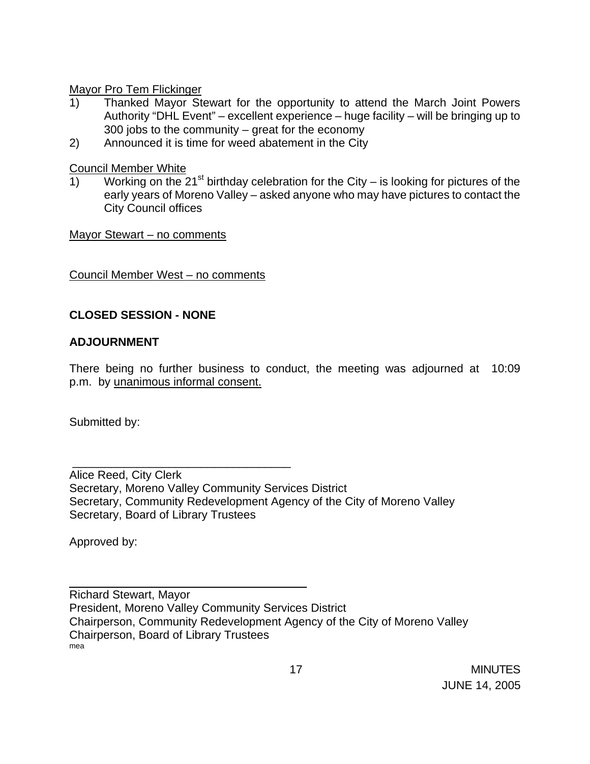Mayor Pro Tem Flickinger

1) Thanked Mayor Stewart for the opportunity to attend the March Joint Powers Authority "DHL Event" – excellent experience – huge facility – will be bringing up to 300 jobs to the community – great for the economy
2) Announced it is time for weed abatement in the City

Council Member White

1) Working on the 21st birthday celebration for the City – is looking for pictures of the early years of Moreno Valley – asked anyone who may have pictures to contact the City Council offices

Mayor Stewart – no comments

Council Member West – no comments

**CLOSED SESSION - NONE**

**ADJOURNMENT**

There being no further business to conduct, the meeting was adjourned at 10:09 p.m. by unanimous informal consent.

Submitted by:

\_\_\_\_\_\_\_\_\_\_\_\_\_\_\_\_\_\_\_\_\_\_\_\_\_\_\_\_\_\_\_\_\_\_\_\_

Alice Reed, City Clerk
Secretary, Moreno Valley Community Services District
Secretary, Community Redevelopment Agency of the City of Moreno Valley
Secretary, Board of Library Trustees

Approved by:

\_\_\_\_\_\_\_\_\_\_\_\_\_\_\_\_\_\_\_\_\_\_\_\_\_\_\_\_\_\_\_\_\_\_\_\_

Richard Stewart, Mayor
President, Moreno Valley Community Services District
Chairperson, Community Redevelopment Agency of the City of Moreno Valley
Chairperson, Board of Library Trustees
mea